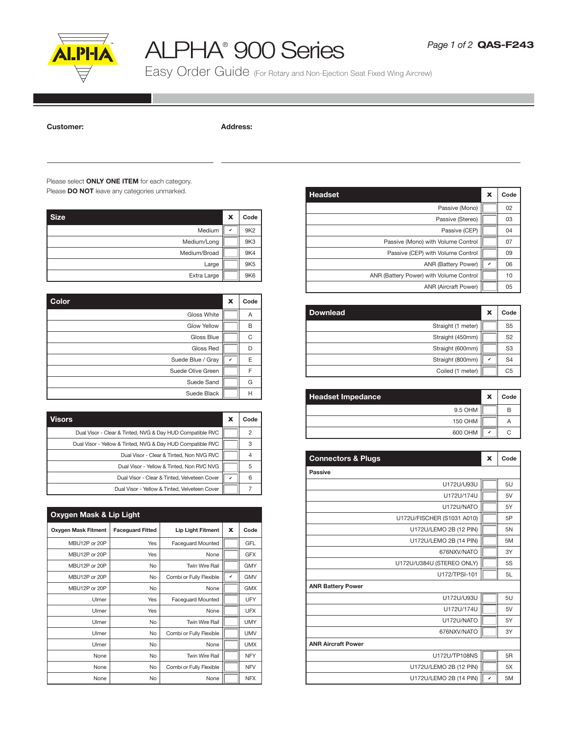# ALPHA® 900 Series

## Easy Order Guide (For Rotary and Non-Ejection Seat Fixed Wing Aircrew)

**QAS-F243**

**Customer:**

**Address:**

Please select **ONLY ONE ITEM** for each category.
Please **DO NOT** leave any categories unmarked.

| Size | X | Code |
|---|---|---|
| Medium | ✔ | 9K2 |
| Medium/Long | | 9K3 |
| Medium/Broad | | 9K4 |
| Large | | 9K5 |
| Extra Large | | 9K6 |

| Color | X | Code |
|---|---|---|
| Gloss White | | A |
| Glow Yellow | | B |
| Gloss Blue | | C |
| Gloss Red | | D |
| Suede Blue / Gray | ✔ | E |
| Suede Olive Green | | F |
| Suede Sand | | G |
| Suede Black | | H |

| Visors | X | Code |
|---|---|---|
| Dual Visor - Clear & Tinted, NVG & Day HUD Compatible RVC | | 2 |
| Dual Visor - Yellow & Tinted, NVG & Day HUD Compatible RVC | | 3 |
| Dual Visor - Clear & Tinted, Non NVG RVC | | 4 |
| Dual Visor - Yellow & Tinted, Non RVC NVG | | 5 |
| Dual Visor - Clear & Tinted, Velveteen Cover | ✔ | 6 |
| Dual Visor - Yellow & Tinted, Velveteen Cover | | 7 |

| Oxygen Mask & Lip Light | | | | |
|---|---|---|---|---|
| **Oxygen Mask Fitment** | **Faceguard Fitted** | **Lip Light Fitment** | **X** | **Code** |
| MBU12P or 20P | Yes | Faceguard Mounted | | GFL |
| MBU12P or 20P | Yes | None | | GFX |
| MBU12P or 20P | No | Twin Wire Rail | | GMY |
| MBU12P or 20P | No | Combi or Fully Flexible | ✔ | GMV |
| MBU12P or 20P | No | None | | GMX |
| Ulmer | Yes | Faceguard Mounted | | UFY |
| Ulmer | Yes | None | | UFX |
| Ulmer | No | Twin Wire Rail | | UMY |
| Ulmer | No | Combi or Fully Flexible | | UMV |
| Ulmer | No | None | | UMX |
| None | No | Twin Wire Rail | | NFY |
| None | No | Combi or Fully Flexible | | NFV |
| None | No | None | | NFX |

| Headset | X | Code |
|---|---|---|
| Passive (Mono) | | 02 |
| Passive (Stereo) | | 03 |
| Passive (CEP) | | 04 |
| Passive (Mono) with Volume Control | | 07 |
| Passive (CEP) with Volume Control | | 09 |
| ANR (Battery Power) | ✔ | 06 |
| ANR (Battery Power) with Volume Control | | 10 |
| ANR (Aircraft Power) | | 05 |

| Download | X | Code |
|---|---|---|
| Straight (1 meter) | | S5 |
| Straight (450mm) | | S2 |
| Straight (600mm) | | S3 |
| Straight (800mm) | ✔ | S4 |
| Coiled (1 meter) | | C5 |

| Headset Impedance | X | Code |
|---|---|---|
| 9.5 OHM | | B |
| 150 OHM | | A |
| 600 OHM | ✔ | C |

| Connectors & Plugs | X | Code |
|---|---|---|
| **Passive** | | |
| U172U/U93U | | 5U |
| U172U/174U | | 5V |
| U172U/NATO | | 5Y |
| U172U/FISCHER (S1031 A010) | | 5P |
| U172U/LEMO 2B (12 PIN) | | 5N |
| U172U/LEMO 2B (14 PIN) | | 5M |
| 676NXV/NATO | | 3Y |
| U172U/U384U (STEREO ONLY) | | 5S |
| U172/TPSI-101 | | 5L |
| **ANR Battery Power** | | |
| U172U/U93U | | 5U |
| U172U/174U | | 5V |
| U172U/NATO | | 5Y |
| 676NXV/NATO | | 3Y |
| **ANR Aircraft Power** | | |
| U172U/TP108NS | | 5R |
| U172U/LEMO 2B (12 PIN) | | 5X |
| U172U/LEMO 2B (14 PIN) | ✔ | 5M |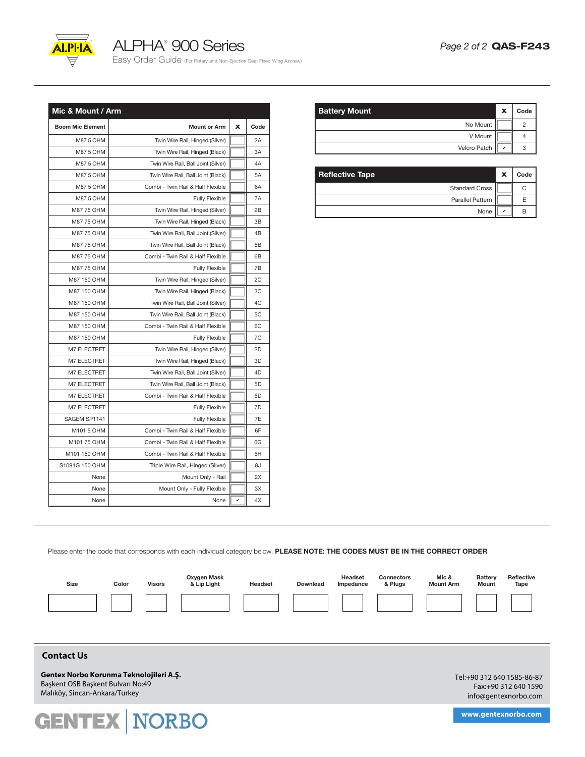# ALPHA® 900 Series

Easy Order Guide (For Rotary and Non-Ejection Seat Fixed Wing Aircrew)

Page 2 of 2 **QAS-F243**

## Mic & Mount / Arm

| Boom Mic Element | Mount or Arm | X | Code |
|---|---|---|---|
| M87 5 OHM | Twin Wire Rail, Hinged (Silver) | | 2A |
| M87 5 OHM | Twin Wire Rail, Hinged (Black) | | 3A |
| M87 5 OHM | Twin Wire Rail, Ball Joint (Silver) | | 4A |
| M87 5 OHM | Twin Wire Rail, Ball Joint (Black) | | 5A |
| M87 5 OHM | Combi - Twin Rail & Half Flexible | | 6A |
| M87 5 OHM | Fully Flexible | | 7A |
| M87 75 OHM | Twin Wire Rail, Hinged (Silver) | | 2B |
| M87 75 OHM | Twin Wire Rail, Hinged (Black) | | 3B |
| M87 75 OHM | Twin Wire Rail, Ball Joint (Silver) | | 4B |
| M87 75 OHM | Twin Wire Rail, Ball Joint (Black) | | 5B |
| M87 75 OHM | Combi - Twin Rail & Half Flexible | | 6B |
| M87 75 OHM | Fully Flexible | | 7B |
| M87 150 OHM | Twin Wire Rail, Hinged (Silver) | | 2C |
| M87 150 OHM | Twin Wire Rail, Hinged (Black) | | 3C |
| M87 150 OHM | Twin Wire Rail, Ball Joint (Silver) | | 4C |
| M87 150 OHM | Twin Wire Rail, Ball Joint (Black) | | 5C |
| M87 150 OHM | Combi - Twin Rail & Half Flexible | | 6C |
| M87 150 OHM | Fully Flexible | | 7C |
| M7 ELECTRET | Twin Wire Rail, Hinged (Silver) | | 2D |
| M7 ELECTRET | Twin Wire Rail, Hinged (Black) | | 3D |
| M7 ELECTRET | Twin Wire Rail, Ball Joint (Silver) | | 4D |
| M7 ELECTRET | Twin Wire Rail, Ball Joint (Black) | | 5D |
| M7 ELECTRET | Combi - Twin Rail & Half Flexible | | 6D |
| M7 ELECTRET | Fully Flexible | | 7D |
| SAGEM SP1141 | Fully Flexible | | 7E |
| M101 5 OHM | Combi - Twin Rail & Half Flexible | | 6F |
| M101 75 OHM | Combi - Twin Rail & Half Flexible | | 6G |
| M101 150 OHM | Combi - Twin Rail & Half Flexible | | 6H |
| S1091G 150 OHM | Triple Wire Rail, Hinged (Silver) | | 8J |
| None | Mount Only - Rail | | 2X |
| None | Mount Only - Fully Flexible | | 3X |
| None | None | ✔ | 4X |

## Battery Mount

| Battery Mount | X | Code |
|---|---|---|
| No Mount | | 2 |
| V Mount | | 4 |
| Velcro Patch | ✔ | 3 |

## Reflective Tape

| Reflective Tape | X | Code |
|---|---|---|
| Standard Cross | | C |
| Parallel Pattern | | E |
| None | ✔ | B |

Please enter the code that corresponds with each individual category below. **PLEASE NOTE: THE CODES MUST BE IN THE CORRECT ORDER**

| Size | Color | Visors | Oxygen Mask & Lip Light | Headset | Downlead | Headset Impedance | Connectors & Plugs | Mic & Mount Arm | Battery Mount | Reflective Tape |
|---|---|---|---|---|---|---|---|---|---|---|
| | | | | | | | | | | |

## Contact Us

**Gentex Norbo Korunma Teknolojileri A.Ş.**
Başkent OSB Başkent Bulvarı No:49
Malıköy, Sincan-Ankara/Turkey

Tel:+90 312 640 1585-86-87
Fax:+90 312 640 1590
info@gentexnorbo.com

GENTEX | NORBO

**www.gentexnorbo.com**